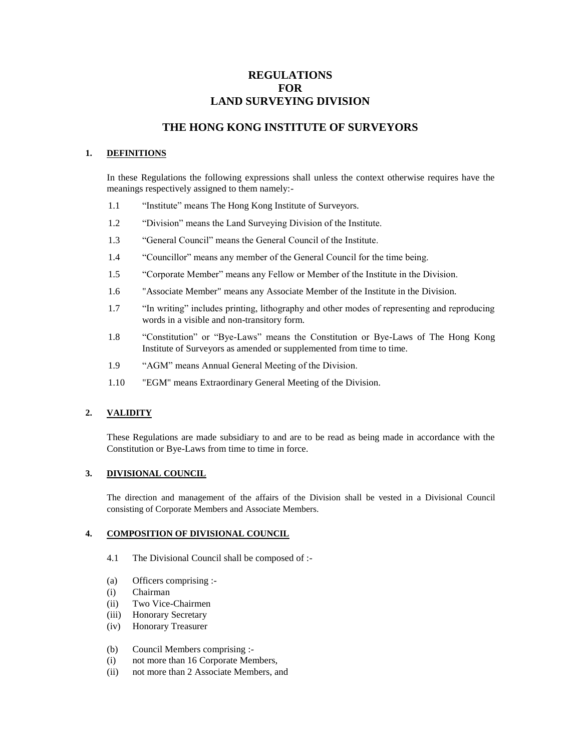# REGULATIONS
# FOR
# LAND SURVEYING DIVISION

## THE HONG KONG INSTITUTE OF SURVEYORS

### 1. DEFINITIONS

In these Regulations the following expressions shall unless the context otherwise requires have the meanings respectively assigned to them namely:-

1.1 "Institute" means The Hong Kong Institute of Surveyors.

1.2 "Division" means the Land Surveying Division of the Institute.

1.3 "General Council" means the General Council of the Institute.

1.4 "Councillor" means any member of the General Council for the time being.

1.5 "Corporate Member" means any Fellow or Member of the Institute in the Division.

1.6 "Associate Member" means any Associate Member of the Institute in the Division.

1.7 "In writing" includes printing, lithography and other modes of representing and reproducing words in a visible and non-transitory form.

1.8 "Constitution" or "Bye-Laws" means the Constitution or Bye-Laws of The Hong Kong Institute of Surveyors as amended or supplemented from time to time.

1.9 "AGM" means Annual General Meeting of the Division.

1.10 "EGM" means Extraordinary General Meeting of the Division.

### 2. VALIDITY

These Regulations are made subsidiary to and are to be read as being made in accordance with the Constitution or Bye-Laws from time to time in force.

### 3. DIVISIONAL COUNCIL

The direction and management of the affairs of the Division shall be vested in a Divisional Council consisting of Corporate Members and Associate Members.

### 4. COMPOSITION OF DIVISIONAL COUNCIL

4.1 The Divisional Council shall be composed of :-

(a) Officers comprising :-
(i) Chairman
(ii) Two Vice-Chairmen
(iii) Honorary Secretary
(iv) Honorary Treasurer

(b) Council Members comprising :-
(i) not more than 16 Corporate Members,
(ii) not more than 2 Associate Members, and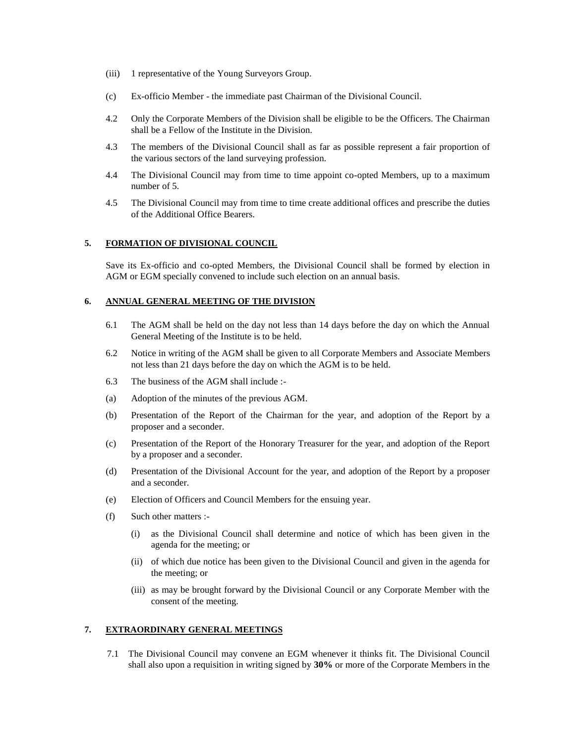(iii) 1 representative of the Young Surveyors Group.

(c) Ex-officio Member - the immediate past Chairman of the Divisional Council.

4.2 Only the Corporate Members of the Division shall be eligible to be the Officers. The Chairman shall be a Fellow of the Institute in the Division.

4.3 The members of the Divisional Council shall as far as possible represent a fair proportion of the various sectors of the land surveying profession.

4.4 The Divisional Council may from time to time appoint co-opted Members, up to a maximum number of 5.

4.5 The Divisional Council may from time to time create additional offices and prescribe the duties of the Additional Office Bearers.

**5. <u>FORMATION OF DIVISIONAL COUNCIL</u>**

Save its Ex-officio and co-opted Members, the Divisional Council shall be formed by election in AGM or EGM specially convened to include such election on an annual basis.

**6. <u>ANNUAL GENERAL MEETING OF THE DIVISION</u>**

6.1 The AGM shall be held on the day not less than 14 days before the day on which the Annual General Meeting of the Institute is to be held.

6.2 Notice in writing of the AGM shall be given to all Corporate Members and Associate Members not less than 21 days before the day on which the AGM is to be held.

6.3 The business of the AGM shall include :-

(a) Adoption of the minutes of the previous AGM.

(b) Presentation of the Report of the Chairman for the year, and adoption of the Report by a proposer and a seconder.

(c) Presentation of the Report of the Honorary Treasurer for the year, and adoption of the Report by a proposer and a seconder.

(d) Presentation of the Divisional Account for the year, and adoption of the Report by a proposer and a seconder.

(e) Election of Officers and Council Members for the ensuing year.

(f) Such other matters :-

(i) as the Divisional Council shall determine and notice of which has been given in the agenda for the meeting; or

(ii) of which due notice has been given to the Divisional Council and given in the agenda for the meeting; or

(iii) as may be brought forward by the Divisional Council or any Corporate Member with the consent of the meeting.

**7. <u>EXTRAORDINARY GENERAL MEETINGS</u>**

7.1 The Divisional Council may convene an EGM whenever it thinks fit. The Divisional Council shall also upon a requisition in writing signed by **30%** or more of the Corporate Members in the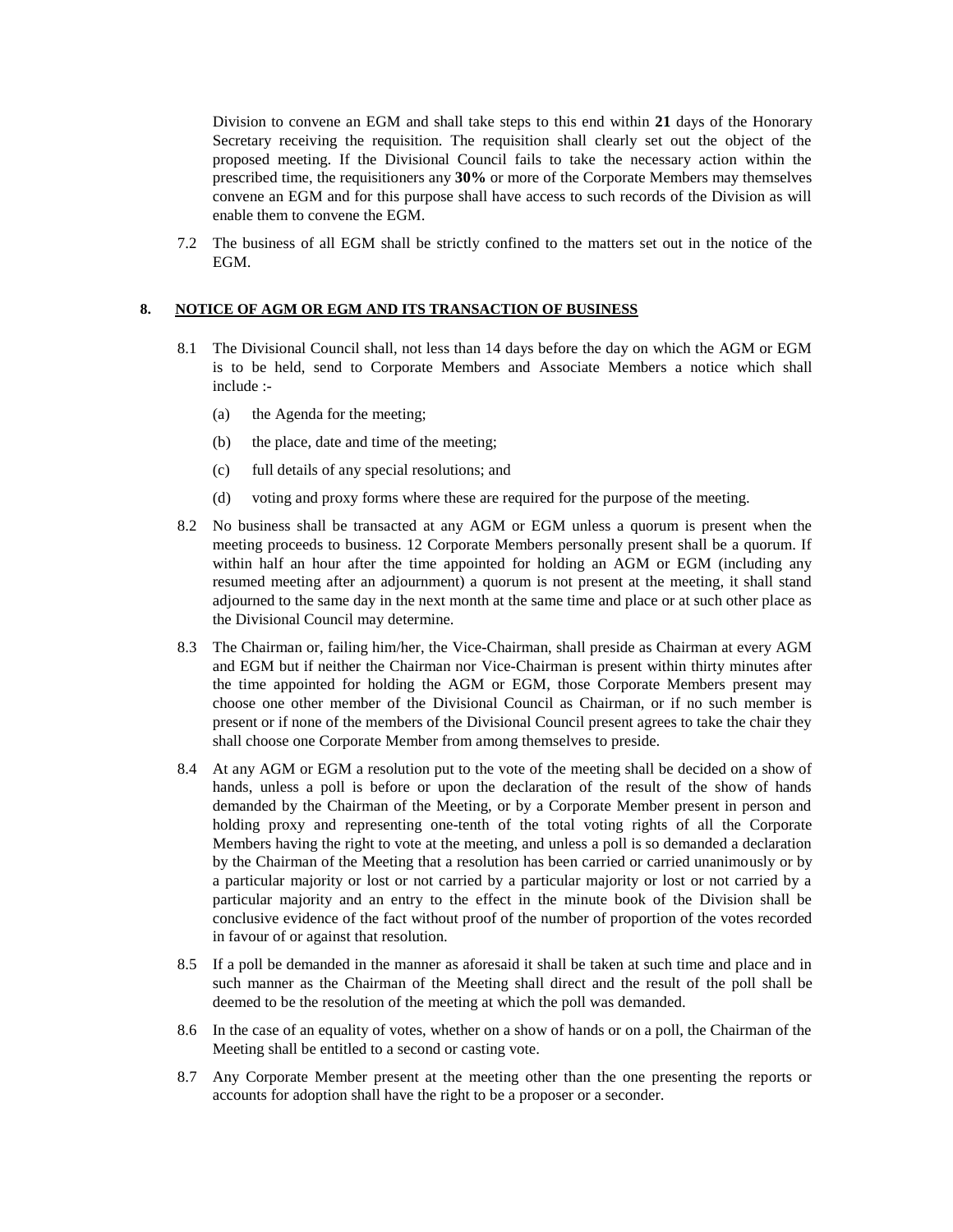Division to convene an EGM and shall take steps to this end within **21** days of the Honorary Secretary receiving the requisition. The requisition shall clearly set out the object of the proposed meeting. If the Divisional Council fails to take the necessary action within the prescribed time, the requisitioners any **30%** or more of the Corporate Members may themselves convene an EGM and for this purpose shall have access to such records of the Division as will enable them to convene the EGM.

7.2 The business of all EGM shall be strictly confined to the matters set out in the notice of the EGM.

## 8. NOTICE OF AGM OR EGM AND ITS TRANSACTION OF BUSINESS

8.1 The Divisional Council shall, not less than 14 days before the day on which the AGM or EGM is to be held, send to Corporate Members and Associate Members a notice which shall include :-

(a) the Agenda for the meeting;

(b) the place, date and time of the meeting;

(c) full details of any special resolutions; and

(d) voting and proxy forms where these are required for the purpose of the meeting.

8.2 No business shall be transacted at any AGM or EGM unless a quorum is present when the meeting proceeds to business. 12 Corporate Members personally present shall be a quorum. If within half an hour after the time appointed for holding an AGM or EGM (including any resumed meeting after an adjournment) a quorum is not present at the meeting, it shall stand adjourned to the same day in the next month at the same time and place or at such other place as the Divisional Council may determine.

8.3 The Chairman or, failing him/her, the Vice-Chairman, shall preside as Chairman at every AGM and EGM but if neither the Chairman nor Vice-Chairman is present within thirty minutes after the time appointed for holding the AGM or EGM, those Corporate Members present may choose one other member of the Divisional Council as Chairman, or if no such member is present or if none of the members of the Divisional Council present agrees to take the chair they shall choose one Corporate Member from among themselves to preside.

8.4 At any AGM or EGM a resolution put to the vote of the meeting shall be decided on a show of hands, unless a poll is before or upon the declaration of the result of the show of hands demanded by the Chairman of the Meeting, or by a Corporate Member present in person and holding proxy and representing one-tenth of the total voting rights of all the Corporate Members having the right to vote at the meeting, and unless a poll is so demanded a declaration by the Chairman of the Meeting that a resolution has been carried or carried unanimously or by a particular majority or lost or not carried by a particular majority or lost or not carried by a particular majority and an entry to the effect in the minute book of the Division shall be conclusive evidence of the fact without proof of the number of proportion of the votes recorded in favour of or against that resolution.

8.5 If a poll be demanded in the manner as aforesaid it shall be taken at such time and place and in such manner as the Chairman of the Meeting shall direct and the result of the poll shall be deemed to be the resolution of the meeting at which the poll was demanded.

8.6 In the case of an equality of votes, whether on a show of hands or on a poll, the Chairman of the Meeting shall be entitled to a second or casting vote.

8.7 Any Corporate Member present at the meeting other than the one presenting the reports or accounts for adoption shall have the right to be a proposer or a seconder.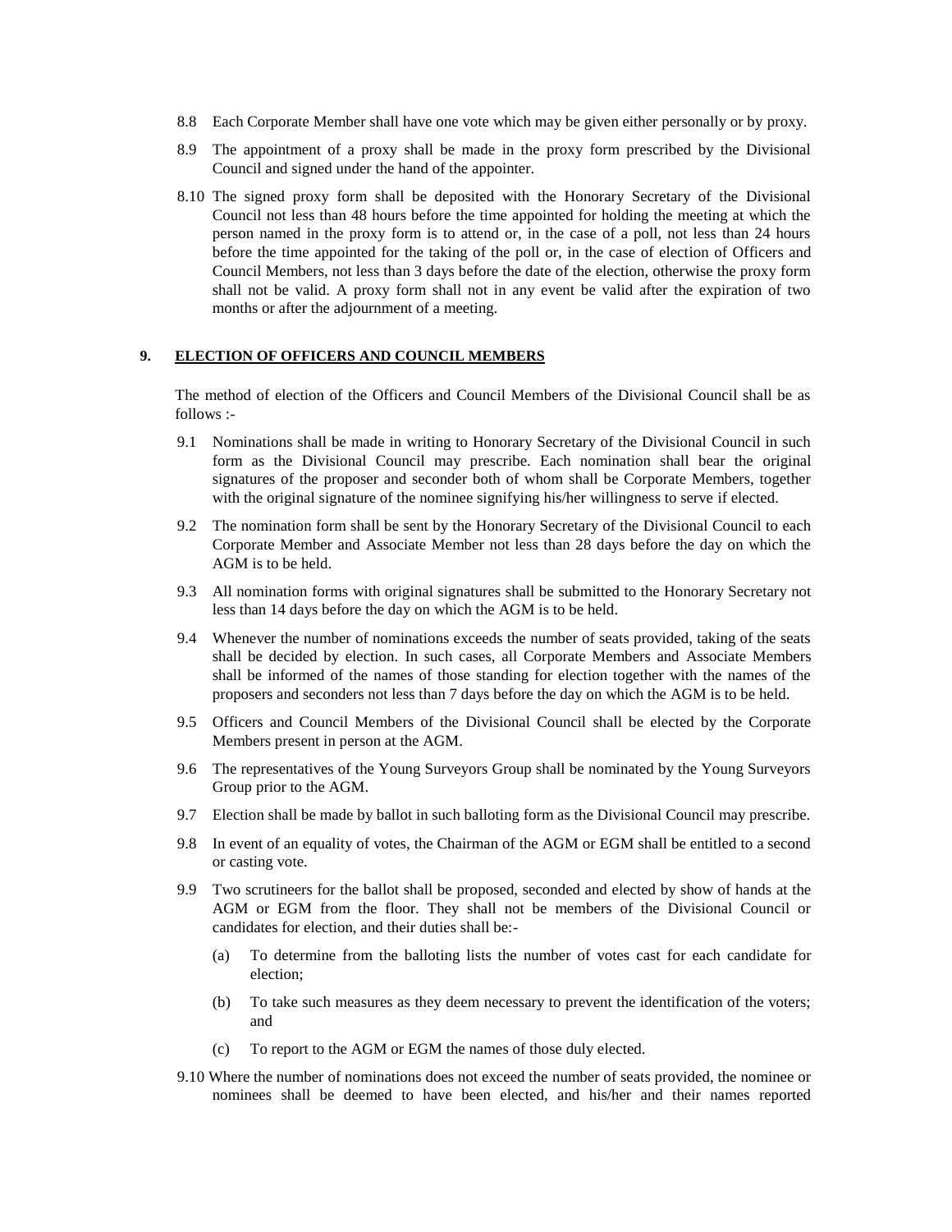8.8 Each Corporate Member shall have one vote which may be given either personally or by proxy.

8.9 The appointment of a proxy shall be made in the proxy form prescribed by the Divisional Council and signed under the hand of the appointer.

8.10 The signed proxy form shall be deposited with the Honorary Secretary of the Divisional Council not less than 48 hours before the time appointed for holding the meeting at which the person named in the proxy form is to attend or, in the case of a poll, not less than 24 hours before the time appointed for the taking of the poll or, in the case of election of Officers and Council Members, not less than 3 days before the date of the election, otherwise the proxy form shall not be valid. A proxy form shall not in any event be valid after the expiration of two months or after the adjournment of a meeting.

## 9. ELECTION OF OFFICERS AND COUNCIL MEMBERS

The method of election of the Officers and Council Members of the Divisional Council shall be as follows :-

9.1 Nominations shall be made in writing to Honorary Secretary of the Divisional Council in such form as the Divisional Council may prescribe. Each nomination shall bear the original signatures of the proposer and seconder both of whom shall be Corporate Members, together with the original signature of the nominee signifying his/her willingness to serve if elected.

9.2 The nomination form shall be sent by the Honorary Secretary of the Divisional Council to each Corporate Member and Associate Member not less than 28 days before the day on which the AGM is to be held.

9.3 All nomination forms with original signatures shall be submitted to the Honorary Secretary not less than 14 days before the day on which the AGM is to be held.

9.4 Whenever the number of nominations exceeds the number of seats provided, taking of the seats shall be decided by election. In such cases, all Corporate Members and Associate Members shall be informed of the names of those standing for election together with the names of the proposers and seconders not less than 7 days before the day on which the AGM is to be held.

9.5 Officers and Council Members of the Divisional Council shall be elected by the Corporate Members present in person at the AGM.

9.6 The representatives of the Young Surveyors Group shall be nominated by the Young Surveyors Group prior to the AGM.

9.7 Election shall be made by ballot in such balloting form as the Divisional Council may prescribe.

9.8 In event of an equality of votes, the Chairman of the AGM or EGM shall be entitled to a second or casting vote.

9.9 Two scrutineers for the ballot shall be proposed, seconded and elected by show of hands at the AGM or EGM from the floor. They shall not be members of the Divisional Council or candidates for election, and their duties shall be:-

(a) To determine from the balloting lists the number of votes cast for each candidate for election;

(b) To take such measures as they deem necessary to prevent the identification of the voters; and

(c) To report to the AGM or EGM the names of those duly elected.

9.10 Where the number of nominations does not exceed the number of seats provided, the nominee or nominees shall be deemed to have been elected, and his/her and their names reported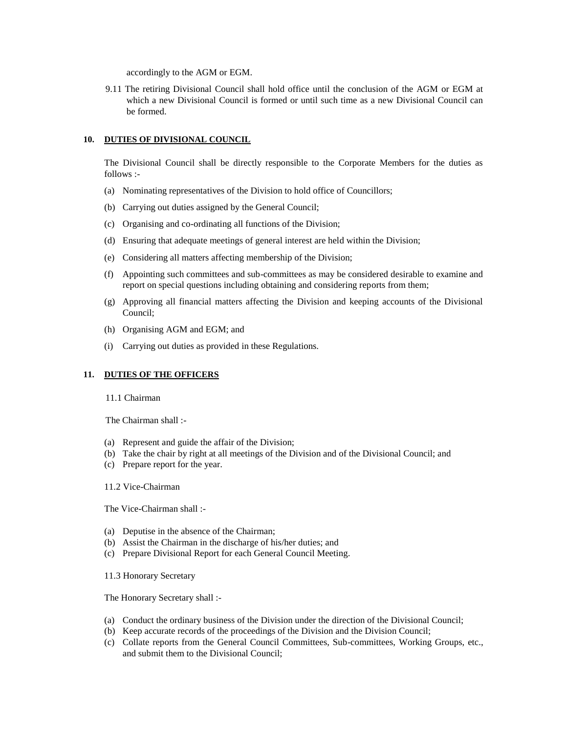accordingly to the AGM or EGM.

9.11 The retiring Divisional Council shall hold office until the conclusion of the AGM or EGM at which a new Divisional Council is formed or until such time as a new Divisional Council can be formed.

## 10. DUTIES OF DIVISIONAL COUNCIL

The Divisional Council shall be directly responsible to the Corporate Members for the duties as follows :-

(a) Nominating representatives of the Division to hold office of Councillors;

(b) Carrying out duties assigned by the General Council;

(c) Organising and co-ordinating all functions of the Division;

(d) Ensuring that adequate meetings of general interest are held within the Division;

(e) Considering all matters affecting membership of the Division;

(f) Appointing such committees and sub-committees as may be considered desirable to examine and report on special questions including obtaining and considering reports from them;

(g) Approving all financial matters affecting the Division and keeping accounts of the Divisional Council;

(h) Organising AGM and EGM; and

(i) Carrying out duties as provided in these Regulations.

## 11. DUTIES OF THE OFFICERS

11.1 Chairman

The Chairman shall :-

(a) Represent and guide the affair of the Division;
(b) Take the chair by right at all meetings of the Division and of the Divisional Council; and
(c) Prepare report for the year.

11.2 Vice-Chairman

The Vice-Chairman shall :-

(a) Deputise in the absence of the Chairman;
(b) Assist the Chairman in the discharge of his/her duties; and
(c) Prepare Divisional Report for each General Council Meeting.

11.3 Honorary Secretary

The Honorary Secretary shall :-

(a) Conduct the ordinary business of the Division under the direction of the Divisional Council;
(b) Keep accurate records of the proceedings of the Division and the Division Council;
(c) Collate reports from the General Council Committees, Sub-committees, Working Groups, etc., and submit them to the Divisional Council;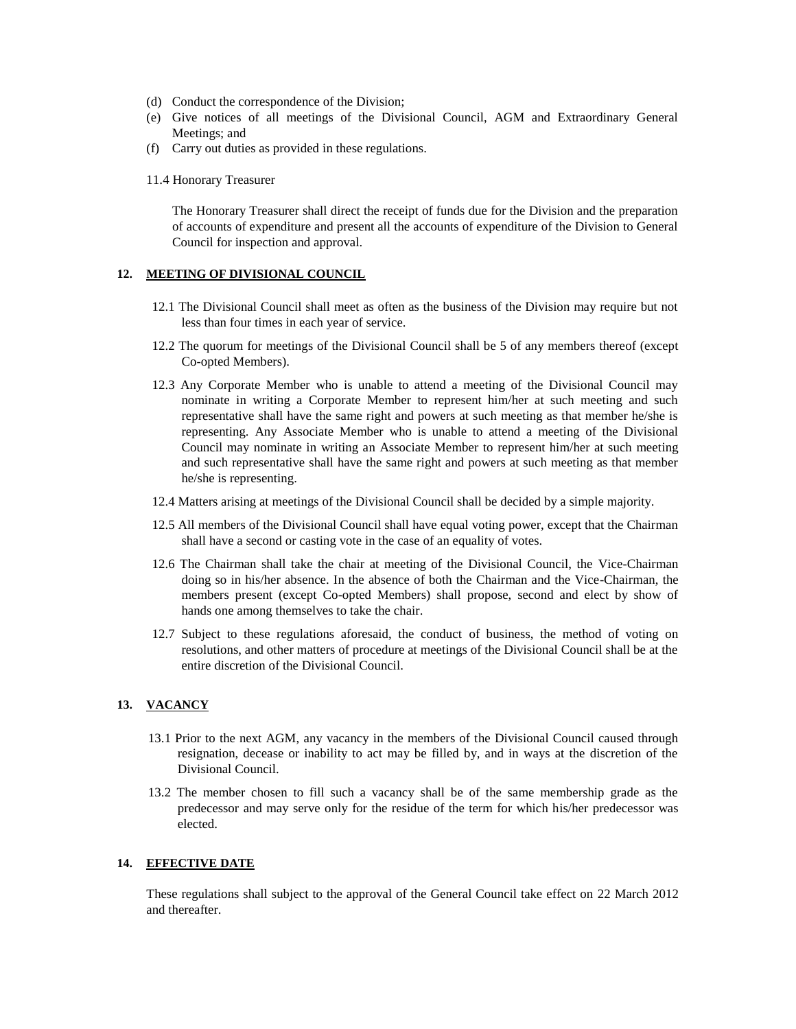(d) Conduct the correspondence of the Division;

(e) Give notices of all meetings of the Divisional Council, AGM and Extraordinary General Meetings; and

(f) Carry out duties as provided in these regulations.

11.4 Honorary Treasurer

The Honorary Treasurer shall direct the receipt of funds due for the Division and the preparation of accounts of expenditure and present all the accounts of expenditure of the Division to General Council for inspection and approval.

## 12. MEETING OF DIVISIONAL COUNCIL

12.1 The Divisional Council shall meet as often as the business of the Division may require but not less than four times in each year of service.

12.2 The quorum for meetings of the Divisional Council shall be 5 of any members thereof (except Co-opted Members).

12.3 Any Corporate Member who is unable to attend a meeting of the Divisional Council may nominate in writing a Corporate Member to represent him/her at such meeting and such representative shall have the same right and powers at such meeting as that member he/she is representing. Any Associate Member who is unable to attend a meeting of the Divisional Council may nominate in writing an Associate Member to represent him/her at such meeting and such representative shall have the same right and powers at such meeting as that member he/she is representing.

12.4 Matters arising at meetings of the Divisional Council shall be decided by a simple majority.

12.5 All members of the Divisional Council shall have equal voting power, except that the Chairman shall have a second or casting vote in the case of an equality of votes.

12.6 The Chairman shall take the chair at meeting of the Divisional Council, the Vice-Chairman doing so in his/her absence. In the absence of both the Chairman and the Vice-Chairman, the members present (except Co-opted Members) shall propose, second and elect by show of hands one among themselves to take the chair.

12.7 Subject to these regulations aforesaid, the conduct of business, the method of voting on resolutions, and other matters of procedure at meetings of the Divisional Council shall be at the entire discretion of the Divisional Council.

## 13. VACANCY

13.1 Prior to the next AGM, any vacancy in the members of the Divisional Council caused through resignation, decease or inability to act may be filled by, and in ways at the discretion of the Divisional Council.

13.2 The member chosen to fill such a vacancy shall be of the same membership grade as the predecessor and may serve only for the residue of the term for which his/her predecessor was elected.

## 14. EFFECTIVE DATE

These regulations shall subject to the approval of the General Council take effect on 22 March 2012 and thereafter.